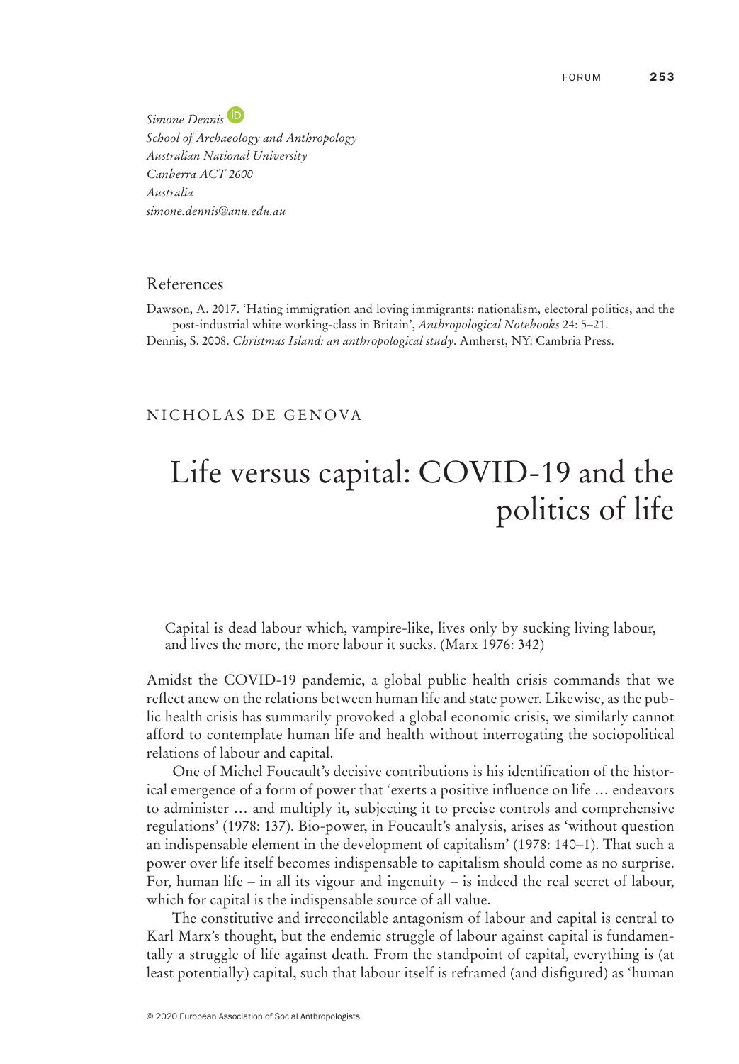*Simone Dennis*
*School of Archaeology and Anthropology*
*Australian National University*
*Canberra ACT 2600*
*Australia*
*simone.dennis@anu.edu.au*

## References

Dawson, A. 2017. 'Hating immigration and loving immigrants: nationalism, electoral politics, and the post-industrial white working-class in Britain', *Anthropological Notebooks* 24: 5–21.

Dennis, S. 2008. *Christmas Island: an anthropological study*. Amherst, NY: Cambria Press.

NICHOLAS DE GENOVA

# Life versus capital: COVID-19 and the politics of life

> Capital is dead labour which, vampire-like, lives only by sucking living labour, and lives the more, the more labour it sucks. (Marx 1976: 342)

Amidst the COVID-19 pandemic, a global public health crisis commands that we reflect anew on the relations between human life and state power. Likewise, as the public health crisis has summarily provoked a global economic crisis, we similarly cannot afford to contemplate human life and health without interrogating the sociopolitical relations of labour and capital.

One of Michel Foucault's decisive contributions is his identification of the historical emergence of a form of power that 'exerts a positive influence on life … endeavors to administer … and multiply it, subjecting it to precise controls and comprehensive regulations' (1978: 137). Bio-power, in Foucault's analysis, arises as 'without question an indispensable element in the development of capitalism' (1978: 140–1). That such a power over life itself becomes indispensable to capitalism should come as no surprise. For, human life – in all its vigour and ingenuity – is indeed the real secret of labour, which for capital is the indispensable source of all value.

The constitutive and irreconcilable antagonism of labour and capital is central to Karl Marx's thought, but the endemic struggle of labour against capital is fundamentally a struggle of life against death. From the standpoint of capital, everything is (at least potentially) capital, such that labour itself is reframed (and disfigured) as 'human

© 2020 European Association of Social Anthropologists.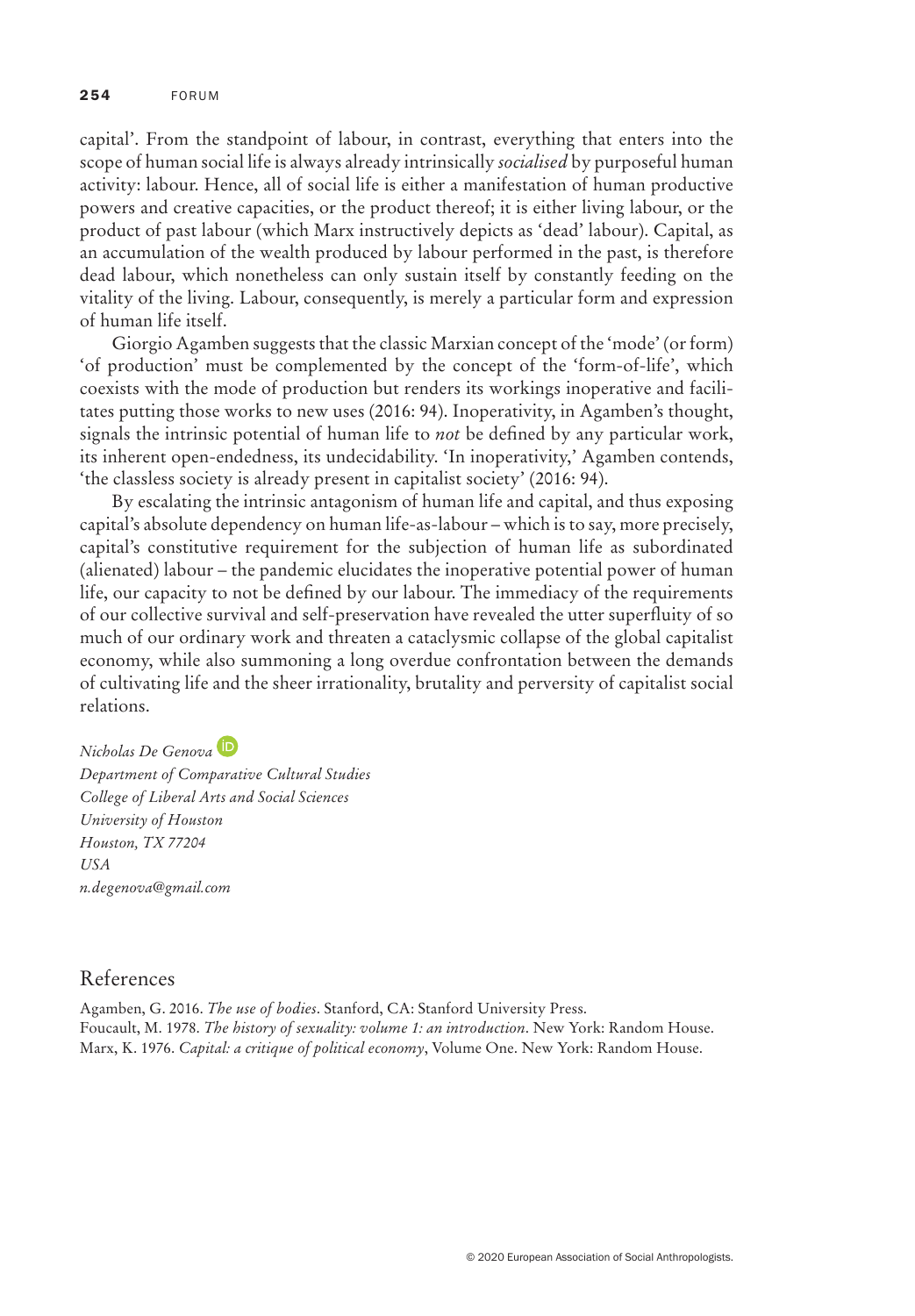capital'. From the standpoint of labour, in contrast, everything that enters into the scope of human social life is always already intrinsically *socialised* by purposeful human activity: labour. Hence, all of social life is either a manifestation of human productive powers and creative capacities, or the product thereof; it is either living labour, or the product of past labour (which Marx instructively depicts as 'dead' labour). Capital, as an accumulation of the wealth produced by labour performed in the past, is therefore dead labour, which nonetheless can only sustain itself by constantly feeding on the vitality of the living. Labour, consequently, is merely a particular form and expression of human life itself.

Giorgio Agamben suggests that the classic Marxian concept of the 'mode' (or form) 'of production' must be complemented by the concept of the 'form-of-life', which coexists with the mode of production but renders its workings inoperative and facilitates putting those works to new uses (2016: 94). Inoperativity, in Agamben's thought, signals the intrinsic potential of human life to *not* be defined by any particular work, its inherent open-endedness, its undecidability. 'In inoperativity,' Agamben contends, 'the classless society is already present in capitalist society' (2016: 94).

By escalating the intrinsic antagonism of human life and capital, and thus exposing capital's absolute dependency on human life-as-labour – which is to say, more precisely, capital's constitutive requirement for the subjection of human life as subordinated (alienated) labour – the pandemic elucidates the inoperative potential power of human life, our capacity to not be defined by our labour. The immediacy of the requirements of our collective survival and self-preservation have revealed the utter superfluity of so much of our ordinary work and threaten a cataclysmic collapse of the global capitalist economy, while also summoning a long overdue confrontation between the demands of cultivating life and the sheer irrationality, brutality and perversity of capitalist social relations.

*Nicholas De Genova*
*Department of Comparative Cultural Studies*
*College of Liberal Arts and Social Sciences*
*University of Houston*
*Houston, TX 77204*
*USA*
*n.degenova@gmail.com*

## References

Agamben, G. 2016. *The use of bodies*. Stanford, CA: Stanford University Press.

Foucault, M. 1978. *The history of sexuality: volume 1: an introduction*. New York: Random House.

Marx, K. 1976. *Capital: a critique of political economy*, Volume One. New York: Random House.

© 2020 European Association of Social Anthropologists.